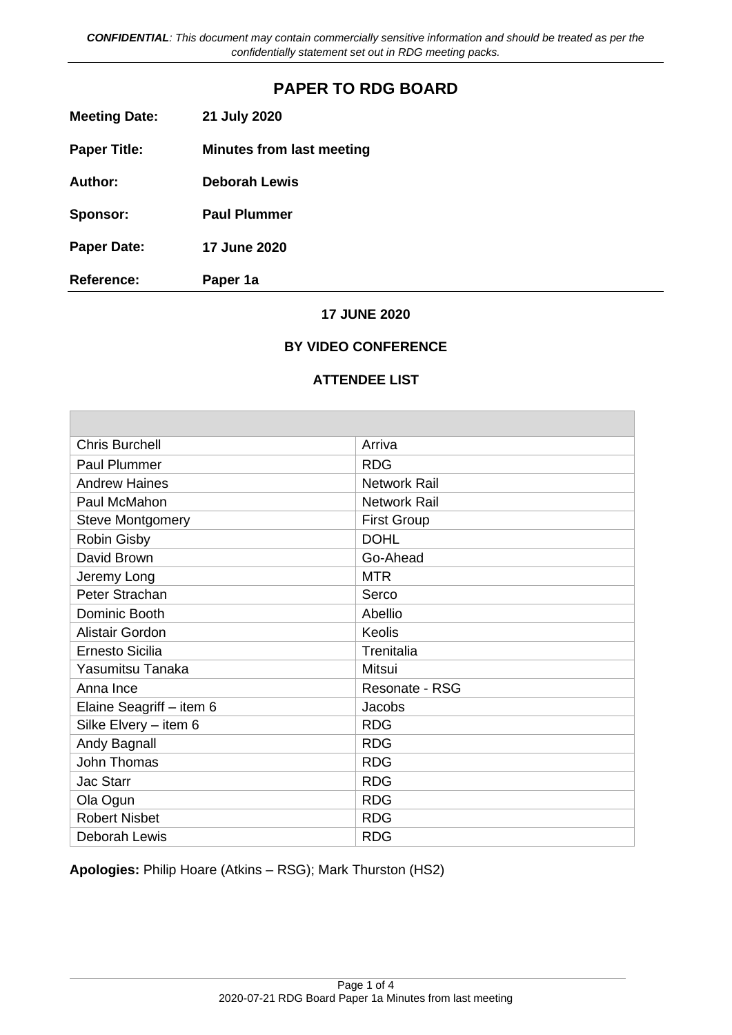*CONFIDENTIAL: This document may contain commercially sensitive information and should be treated as per the confidentially statement set out in RDG meeting packs.*

# PAPER TO RDG BOARD

**Meeting Date:** **21 July 2020**

**Paper Title:** **Minutes from last meeting**

**Author:** **Deborah Lewis**

**Sponsor:** **Paul Plummer**

**Paper Date:** **17 June 2020**

**Reference:** **Paper 1a**

**17 JUNE 2020**

**BY VIDEO CONFERENCE**

**ATTENDEE LIST**

| | |
|---|---|
| Chris Burchell | Arriva |
| Paul Plummer | RDG |
| Andrew Haines | Network Rail |
| Paul McMahon | Network Rail |
| Steve Montgomery | First Group |
| Robin Gisby | DOHL |
| David Brown | Go-Ahead |
| Jeremy Long | MTR |
| Peter Strachan | Serco |
| Dominic Booth | Abellio |
| Alistair Gordon | Keolis |
| Ernesto Sicilia | Trenitalia |
| Yasumitsu Tanaka | Mitsui |
| Anna Ince | Resonate - RSG |
| Elaine Seagriff – item 6 | Jacobs |
| Silke Elvery – item 6 | RDG |
| Andy Bagnall | RDG |
| John Thomas | RDG |
| Jac Starr | RDG |
| Ola Ogun | RDG |
| Robert Nisbet | RDG |
| Deborah Lewis | RDG |

**Apologies:** Philip Hoare (Atkins – RSG); Mark Thurston (HS2)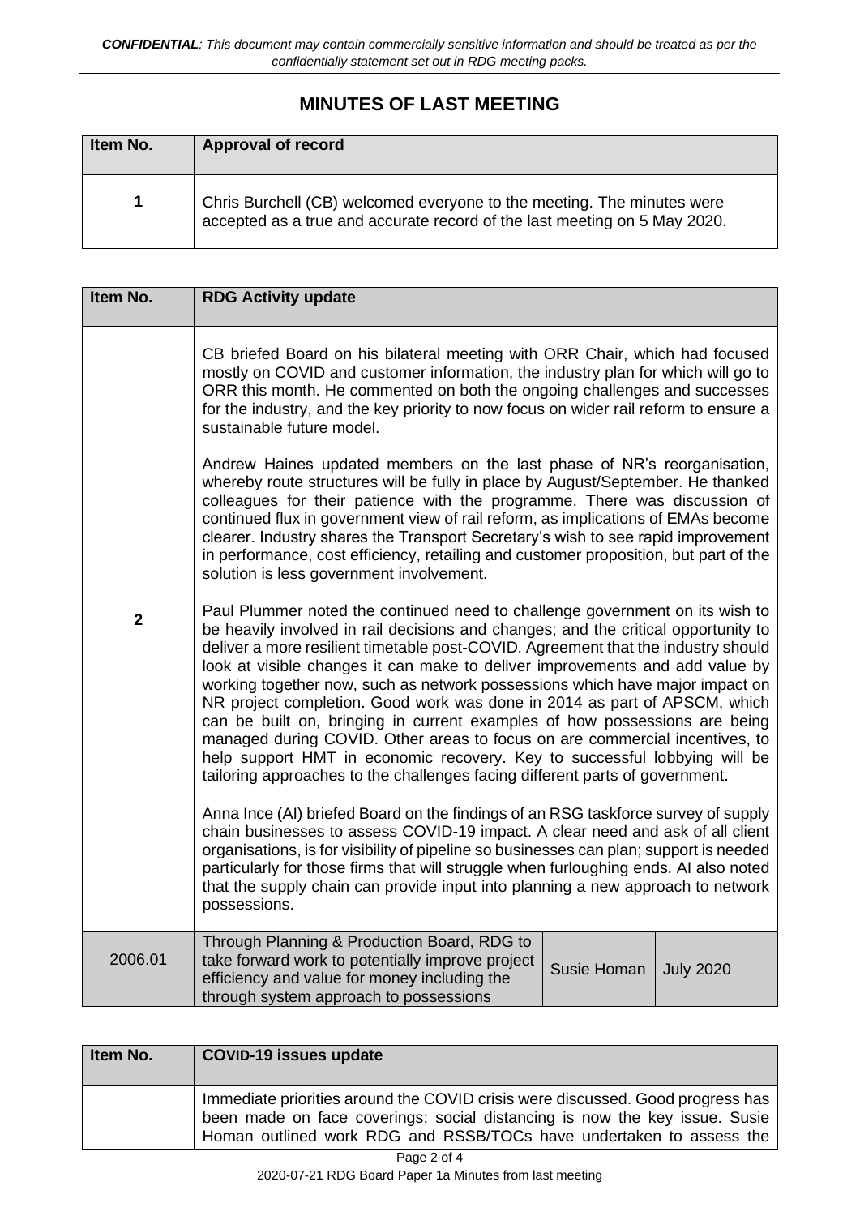*CONFIDENTIAL: This document may contain commercially sensitive information and should be treated as per the confidentially statement set out in RDG meeting packs.*

## MINUTES OF LAST MEETING

| Item No. | Approval of record |
|---|---|
| 1 | Chris Burchell (CB) welcomed everyone to the meeting. The minutes were accepted as a true and accurate record of the last meeting on 5 May 2020. |

| Item No. | RDG Activity update | | |
|---|---|---|---|
| 2 | CB briefed Board on his bilateral meeting with ORR Chair, which had focused mostly on COVID and customer information, the industry plan for which will go to ORR this month. He commented on both the ongoing challenges and successes for the industry, and the key priority to now focus on wider rail reform to ensure a sustainable future model.<br><br>Andrew Haines updated members on the last phase of NR's reorganisation, whereby route structures will be fully in place by August/September. He thanked colleagues for their patience with the programme. There was discussion of continued flux in government view of rail reform, as implications of EMAs become clearer. Industry shares the Transport Secretary's wish to see rapid improvement in performance, cost efficiency, retailing and customer proposition, but part of the solution is less government involvement.<br><br>Paul Plummer noted the continued need to challenge government on its wish to be heavily involved in rail decisions and changes; and the critical opportunity to deliver a more resilient timetable post-COVID. Agreement that the industry should look at visible changes it can make to deliver improvements and add value by working together now, such as network possessions which have major impact on NR project completion. Good work was done in 2014 as part of APSCM, which can be built on, bringing in current examples of how possessions are being managed during COVID. Other areas to focus on are commercial incentives, to help support HMT in economic recovery. Key to successful lobbying will be tailoring approaches to the challenges facing different parts of government.<br><br>Anna Ince (AI) briefed Board on the findings of an RSG taskforce survey of supply chain businesses to assess COVID-19 impact. A clear need and ask of all client organisations, is for visibility of pipeline so businesses can plan; support is needed particularly for those firms that will struggle when furloughing ends. AI also noted that the supply chain can provide input into planning a new approach to network possessions. | | |
| 2006.01 | Through Planning & Production Board, RDG to take forward work to potentially improve project efficiency and value for money including the through system approach to possessions | Susie Homan | July 2020 |

| Item No. | COVID-19 issues update |
|---|---|
| | Immediate priorities around the COVID crisis were discussed. Good progress has been made on face coverings; social distancing is now the key issue. Susie Homan outlined work RDG and RSSB/TOCs have undertaken to assess the |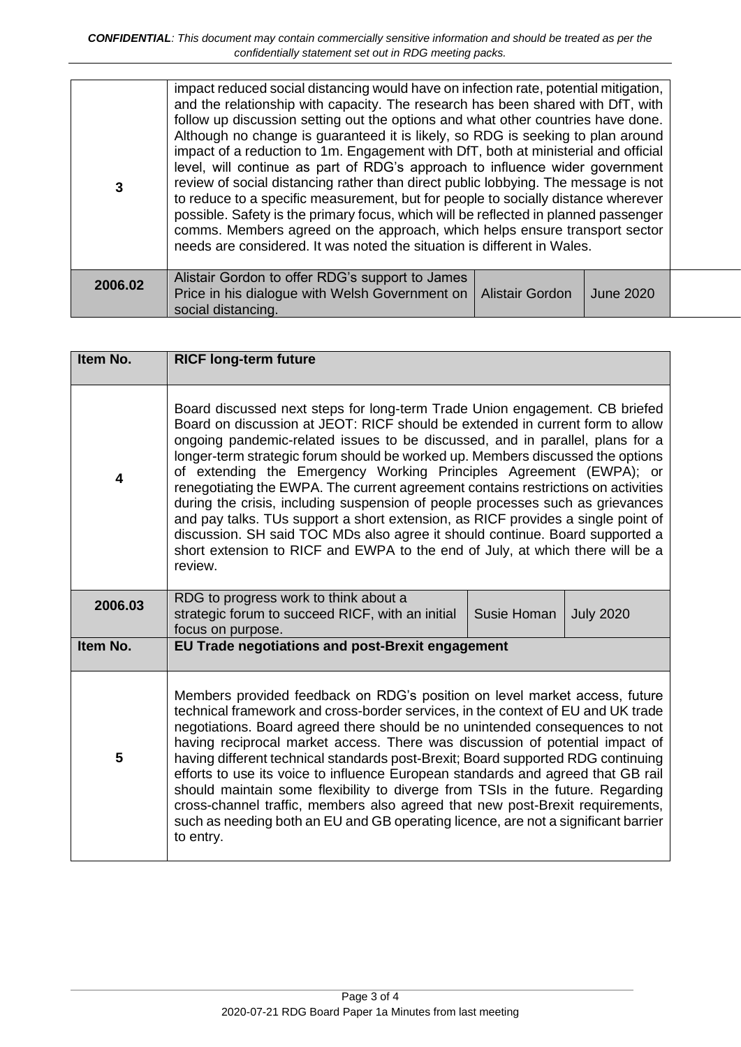| | | | | |
|---|---|---|---|---|
| 3 | impact reduced social distancing would have on infection rate, potential mitigation, and the relationship with capacity. The research has been shared with DfT, with follow up discussion setting out the options and what other countries have done. Although no change is guaranteed it is likely, so RDG is seeking to plan around impact of a reduction to 1m. Engagement with DfT, both at ministerial and official level, will continue as part of RDG's approach to influence wider government review of social distancing rather than direct public lobbying. The message is not to reduce to a specific measurement, but for people to socially distance wherever possible. Safety is the primary focus, which will be reflected in planned passenger comms. Members agreed on the approach, which helps ensure transport sector needs are considered. It was noted the situation is different in Wales. | | | |
| 2006.02 | Alistair Gordon to offer RDG's support to James Price in his dialogue with Welsh Government on social distancing. | Alistair Gordon | June 2020 | |

| Item No. | RICF long-term future | | |
|---|---|---|---|
| 4 | Board discussed next steps for long-term Trade Union engagement. CB briefed Board on discussion at JEOT: RICF should be extended in current form to allow ongoing pandemic-related issues to be discussed, and in parallel, plans for a longer-term strategic forum should be worked up. Members discussed the options of extending the Emergency Working Principles Agreement (EWPA); or renegotiating the EWPA. The current agreement contains restrictions on activities during the crisis, including suspension of people processes such as grievances and pay talks. TUs support a short extension, as RICF provides a single point of discussion. SH said TOC MDs also agree it should continue. Board supported a short extension to RICF and EWPA to the end of July, at which there will be a review. | | |
| 2006.03 | RDG to progress work to think about a strategic forum to succeed RICF, with an initial focus on purpose. | Susie Homan | July 2020 |
| **Item No.** | **EU Trade negotiations and post-Brexit engagement** | | |
| 5 | Members provided feedback on RDG's position on level market access, future technical framework and cross-border services, in the context of EU and UK trade negotiations. Board agreed there should be no unintended consequences to not having reciprocal market access. There was discussion of potential impact of having different technical standards post-Brexit; Board supported RDG continuing efforts to use its voice to influence European standards and agreed that GB rail should maintain some flexibility to diverge from TSIs in the future. Regarding cross-channel traffic, members also agreed that new post-Brexit requirements, such as needing both an EU and GB operating licence, are not a significant barrier to entry. | | |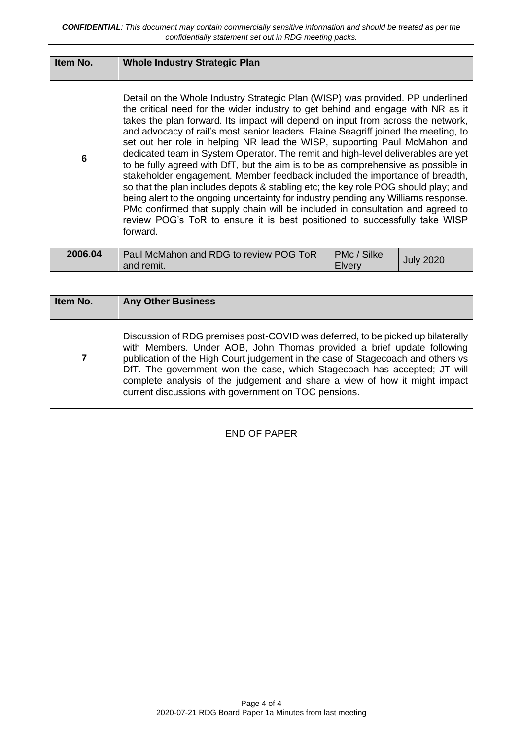| Item No. | Whole Industry Strategic Plan | | |
|---|---|---|---|
| 6 | Detail on the Whole Industry Strategic Plan (WISP) was provided. PP underlined the critical need for the wider industry to get behind and engage with NR as it takes the plan forward. Its impact will depend on input from across the network, and advocacy of rail's most senior leaders. Elaine Seagriff joined the meeting, to set out her role in helping NR lead the WISP, supporting Paul McMahon and dedicated team in System Operator. The remit and high-level deliverables are yet to be fully agreed with DfT, but the aim is to be as comprehensive as possible in stakeholder engagement. Member feedback included the importance of breadth, so that the plan includes depots & stabling etc; the key role POG should play; and being alert to the ongoing uncertainty for industry pending any Williams response. PMc confirmed that supply chain will be included in consultation and agreed to review POG's ToR to ensure it is best positioned to successfully take WISP forward. | | |
| 2006.04 | Paul McMahon and RDG to review POG ToR and remit. | PMc / Silke Elvery | July 2020 |

| Item No. | Any Other Business |
|---|---|
| 7 | Discussion of RDG premises post-COVID was deferred, to be picked up bilaterally with Members. Under AOB, John Thomas provided a brief update following publication of the High Court judgement in the case of Stagecoach and others vs DfT. The government won the case, which Stagecoach has accepted; JT will complete analysis of the judgement and share a view of how it might impact current discussions with government on TOC pensions. |

END OF PAPER